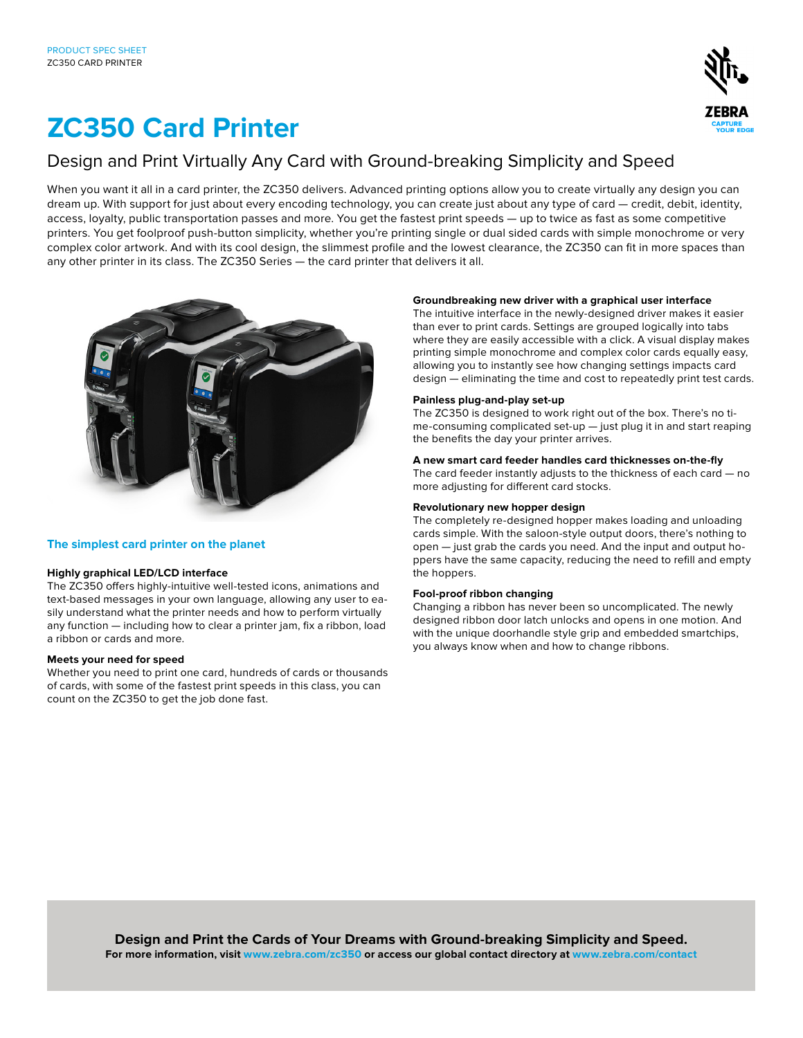PRODUCT SPEC SHEET
ZC350 CARD PRINTER

# ZC350 Card Printer

## Design and Print Virtually Any Card with Ground-breaking Simplicity and Speed

When you want it all in a card printer, the ZC350 delivers. Advanced printing options allow you to create virtually any design you can dream up. With support for just about every encoding technology, you can create just about any type of card — credit, debit, identity, access, loyalty, public transportation passes and more. You get the fastest print speeds — up to twice as fast as some competitive printers. You get foolproof push-button simplicity, whether you're printing single or dual sided cards with simple monochrome or very complex color artwork. And with its cool design, the slimmest profile and the lowest clearance, the ZC350 can fit in more spaces than any other printer in its class. The ZC350 Series — the card printer that delivers it all.

### The simplest card printer on the planet

**Highly graphical LED/LCD interface**
The ZC350 offers highly-intuitive well-tested icons, animations and text-based messages in your own language, allowing any user to easily understand what the printer needs and how to perform virtually any function — including how to clear a printer jam, fix a ribbon, load a ribbon or cards and more.

**Meets your need for speed**
Whether you need to print one card, hundreds of cards or thousands of cards, with some of the fastest print speeds in this class, you can count on the ZC350 to get the job done fast.

**Groundbreaking new driver with a graphical user interface**
The intuitive interface in the newly-designed driver makes it easier than ever to print cards. Settings are grouped logically into tabs where they are easily accessible with a click. A visual display makes printing simple monochrome and complex color cards equally easy, allowing you to instantly see how changing settings impacts card design — eliminating the time and cost to repeatedly print test cards.

**Painless plug-and-play set-up**
The ZC350 is designed to work right out of the box. There's no time-consuming complicated set-up — just plug it in and start reaping the benefits the day your printer arrives.

**A new smart card feeder handles card thicknesses on-the-fly**
The card feeder instantly adjusts to the thickness of each card — no more adjusting for different card stocks.

**Revolutionary new hopper design**
The completely re-designed hopper makes loading and unloading cards simple. With the saloon-style output doors, there's nothing to open — just grab the cards you need. And the input and output hoppers have the same capacity, reducing the need to refill and empty the hoppers.

**Fool-proof ribbon changing**
Changing a ribbon has never been so uncomplicated. The newly designed ribbon door latch unlocks and opens in one motion. And with the unique doorhandle style grip and embedded smartchips, you always know when and how to change ribbons.

**Design and Print the Cards of Your Dreams with Ground-breaking Simplicity and Speed.**
**For more information, visit www.zebra.com/zc350 or access our global contact directory at www.zebra.com/contact**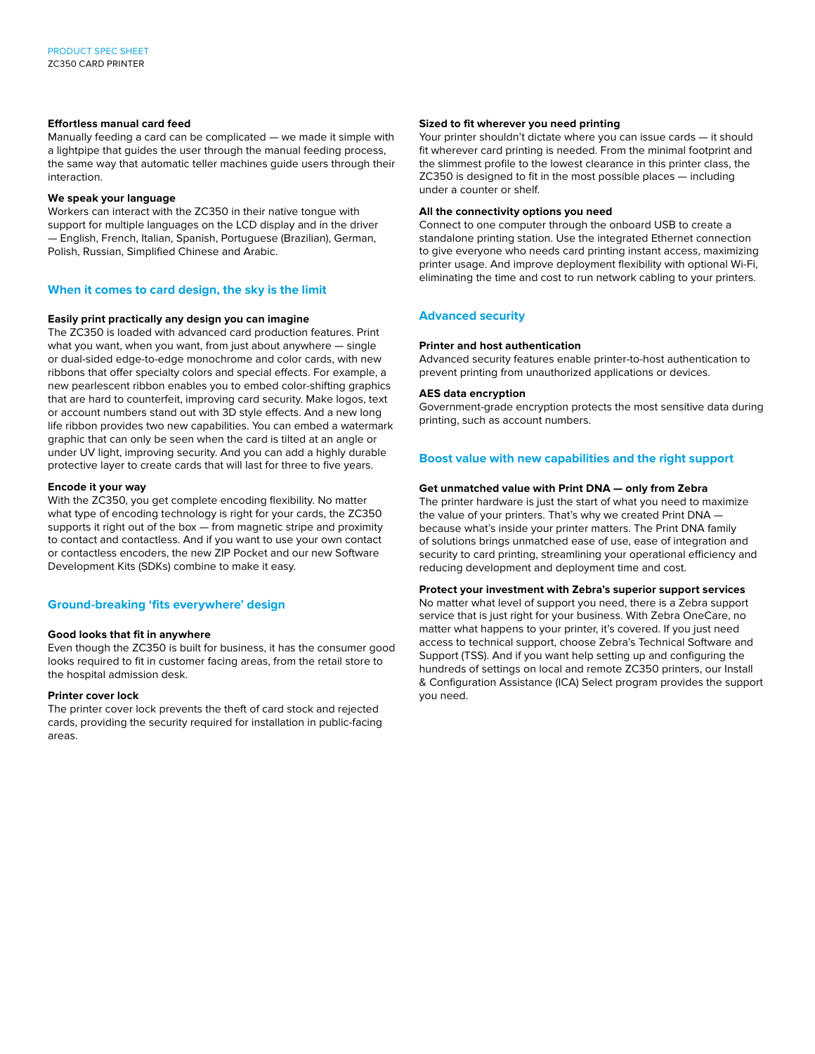### Effortless manual card feed

Manually feeding a card can be complicated — we made it simple with a lightpipe that guides the user through the manual feeding process, the same way that automatic teller machines guide users through their interaction.

### We speak your language

Workers can interact with the ZC350 in their native tongue with support for multiple languages on the LCD display and in the driver — English, French, Italian, Spanish, Portuguese (Brazilian), German, Polish, Russian, Simplified Chinese and Arabic.

## When it comes to card design, the sky is the limit

### Easily print practically any design you can imagine

The ZC350 is loaded with advanced card production features. Print what you want, when you want, from just about anywhere — single or dual-sided edge-to-edge monochrome and color cards, with new ribbons that offer specialty colors and special effects. For example, a new pearlescent ribbon enables you to embed color-shifting graphics that are hard to counterfeit, improving card security. Make logos, text or account numbers stand out with 3D style effects. And a new long life ribbon provides two new capabilities. You can embed a watermark graphic that can only be seen when the card is tilted at an angle or under UV light, improving security. And you can add a highly durable protective layer to create cards that will last for three to five years.

### Encode it your way

With the ZC350, you get complete encoding flexibility. No matter what type of encoding technology is right for your cards, the ZC350 supports it right out of the box — from magnetic stripe and proximity to contact and contactless. And if you want to use your own contact or contactless encoders, the new ZIP Pocket and our new Software Development Kits (SDKs) combine to make it easy.

## Ground-breaking 'fits everywhere' design

### Good looks that fit in anywhere

Even though the ZC350 is built for business, it has the consumer good looks required to fit in customer facing areas, from the retail store to the hospital admission desk.

### Printer cover lock

The printer cover lock prevents the theft of card stock and rejected cards, providing the security required for installation in public-facing areas.

### Sized to fit wherever you need printing

Your printer shouldn't dictate where you can issue cards — it should fit wherever card printing is needed. From the minimal footprint and the slimmest profile to the lowest clearance in this printer class, the ZC350 is designed to fit in the most possible places — including under a counter or shelf.

### All the connectivity options you need

Connect to one computer through the onboard USB to create a standalone printing station. Use the integrated Ethernet connection to give everyone who needs card printing instant access, maximizing printer usage. And improve deployment flexibility with optional Wi-Fi, eliminating the time and cost to run network cabling to your printers.

## Advanced security

### Printer and host authentication

Advanced security features enable printer-to-host authentication to prevent printing from unauthorized applications or devices.

### AES data encryption

Government-grade encryption protects the most sensitive data during printing, such as account numbers.

## Boost value with new capabilities and the right support

### Get unmatched value with Print DNA — only from Zebra

The printer hardware is just the start of what you need to maximize the value of your printers. That's why we created Print DNA — because what's inside your printer matters. The Print DNA family of solutions brings unmatched ease of use, ease of integration and security to card printing, streamlining your operational efficiency and reducing development and deployment time and cost.

### Protect your investment with Zebra's superior support services

No matter what level of support you need, there is a Zebra support service that is just right for your business. With Zebra OneCare, no matter what happens to your printer, it's covered. If you just need access to technical support, choose Zebra's Technical Software and Support (TSS). And if you want help setting up and configuring the hundreds of settings on local and remote ZC350 printers, our Install & Configuration Assistance (ICA) Select program provides the support you need.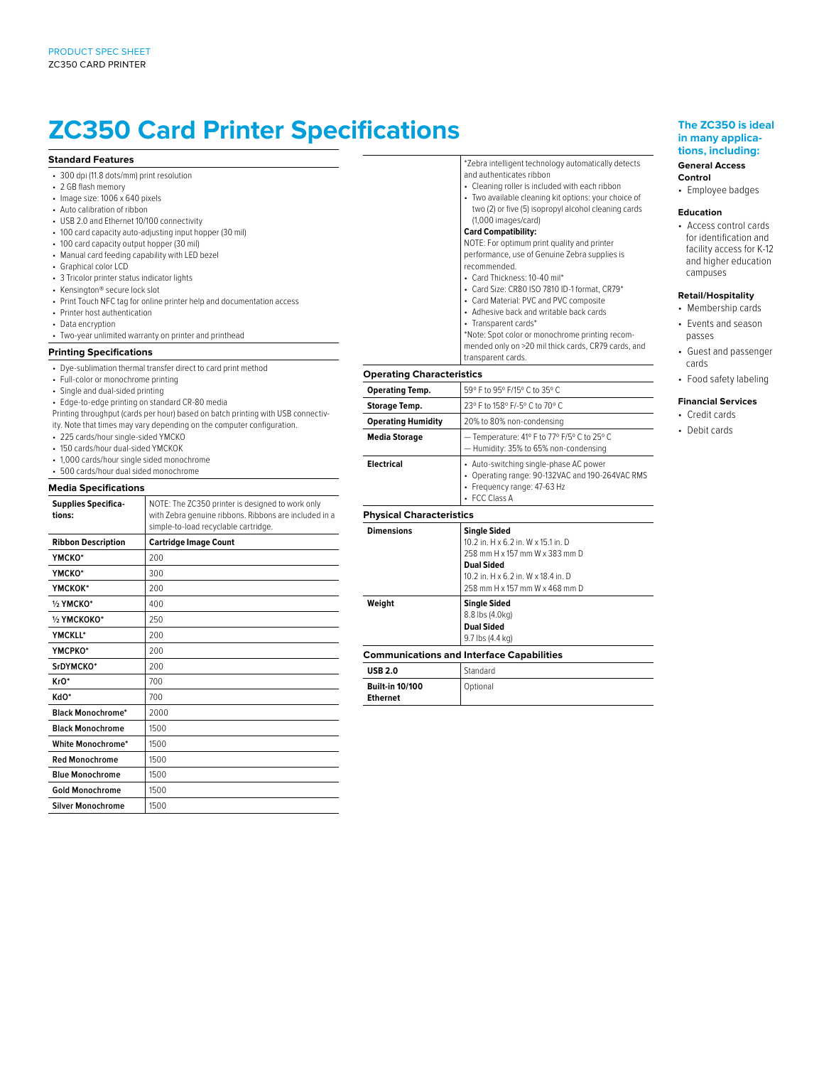# ZC350 Card Printer Specifications

### Standard Features

- 300 dpi (11.8 dots/mm) print resolution
- 2 GB flash memory
- Image size: 1006 x 640 pixels
- Auto calibration of ribbon
- USB 2.0 and Ethernet 10/100 connectivity
- 100 card capacity auto-adjusting input hopper (30 mil)
- 100 card capacity output hopper (30 mil)
- Manual card feeding capability with LED bezel
- Graphical color LCD
- 3 Tricolor printer status indicator lights
- Kensington® secure lock slot
- Print Touch NFC tag for online printer help and documentation access
- Printer host authentication
- Data encryption
- Two-year unlimited warranty on printer and printhead

### Printing Specifications

- Dye-sublimation thermal transfer direct to card print method
- Full-color or monochrome printing
- Single and dual-sided printing
- Edge-to-edge printing on standard CR-80 media

Printing throughput (cards per hour) based on batch printing with USB connectivity. Note that times may vary depending on the computer configuration.

- 225 cards/hour single-sided YMCKO
- 150 cards/hour dual-sided YMCKOK
- 1,000 cards/hour single sided monochrome
- 500 cards/hour dual sided monochrome

### Media Specifications

| Supplies Specifications: | NOTE: The ZC350 printer is designed to work only with Zebra genuine ribbons. Ribbons are included in a simple-to-load recyclable cartridge. |
|---|---|
| **Ribbon Description** | **Cartridge Image Count** |
| YMCKO* | 200 |
| YMCKO* | 300 |
| YMCKOK* | 200 |
| ½ YMCKO* | 400 |
| ½ YMCKOKO* | 250 |
| YMCKLL* | 200 |
| YMCPKO* | 200 |
| SrDYMCKO* | 200 |
| KrO* | 700 |
| KdO* | 700 |
| Black Monochrome* | 2000 |
| Black Monochrome | 1500 |
| White Monochrome* | 1500 |
| Red Monochrome | 1500 |
| Blue Monochrome | 1500 |
| Gold Monochrome | 1500 |
| Silver Monochrome | 1500 |

*Zebra intelligent technology automatically detects and authenticates ribbon

- Cleaning roller is included with each ribbon
- Two available cleaning kit options: your choice of two (2) or five (5) isopropyl alcohol cleaning cards (1,000 images/card)

**Card Compatibility:**

NOTE: For optimum print quality and printer performance, use of Genuine Zebra supplies is recommended.

- Card Thickness: 10-40 mil*
- Card Size: CR80 ISO 7810 ID-1 format, CR79*
- Card Material: PVC and PVC composite
- Adhesive back and writable back cards
- Transparent cards*

*Note: Spot color or monochrome printing recommended only on >20 mil thick cards, CR79 cards, and transparent cards.

### Operating Characteristics

| | |
|---|---|
| **Operating Temp.** | 59° F to 95° F/15° C to 35° C |
| **Storage Temp.** | 23° F to 158° F/-5° C to 70° C |
| **Operating Humidity** | 20% to 80% non-condensing |
| **Media Storage** | — Temperature: 41° F to 77° F/5° C to 25° C<br>— Humidity: 35% to 65% non-condensing |
| **Electrical** | • Auto-switching single-phase AC power<br>• Operating range: 90-132VAC and 190-264VAC RMS<br>• Frequency range: 47-63 Hz<br>• FCC Class A |

### Physical Characteristics

| | |
|---|---|
| **Dimensions** | **Single Sided**<br>10.2 in. H x 6.2 in. W x 15.1 in. D<br>258 mm H x 157 mm W x 383 mm D<br>**Dual Sided**<br>10.2 in. H x 6.2 in. W x 18.4 in. D<br>258 mm H x 157 mm W x 468 mm D |
| **Weight** | **Single Sided**<br>8.8 lbs (4.0kg)<br>**Dual Sided**<br>9.7 lbs (4.4 kg) |

### Communications and Interface Capabilities

| | |
|---|---|
| **USB 2.0** | Standard |
| **Built-in 10/100 Ethernet** | Optional |

### The ZC350 is ideal in many applications, including:

**General Access Control**

- Employee badges

**Education**

- Access control cards for identification and facility access for K-12 and higher education campuses

**Retail/Hospitality**

- Membership cards
- Events and season passes
- Guest and passenger cards
- Food safety labeling

**Financial Services**

- Credit cards
- Debit cards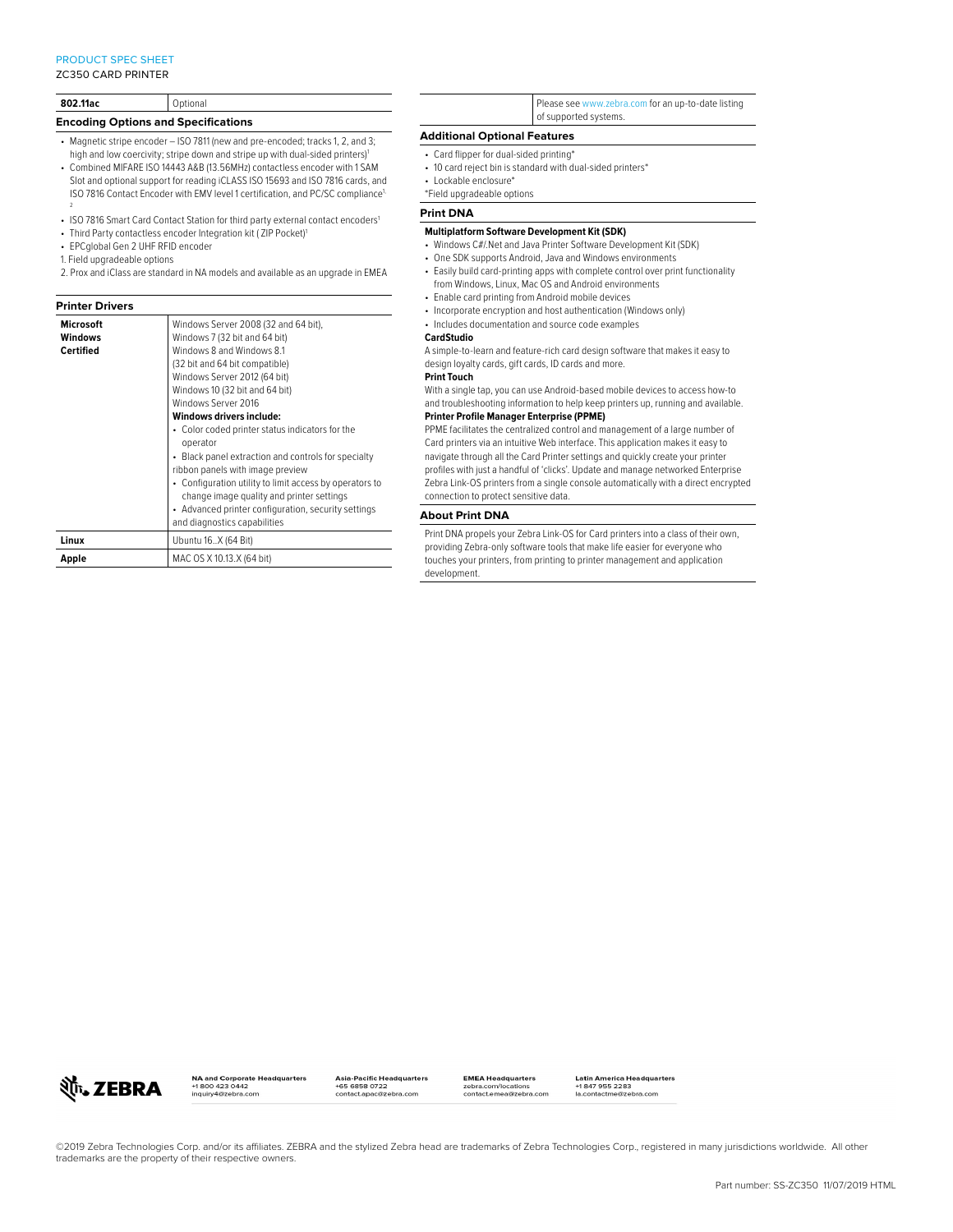| | |
|---|---|
| **802.11ac** | Optional |

## Encoding Options and Specifications

- Magnetic stripe encoder – ISO 7811 (new and pre-encoded; tracks 1, 2, and 3; high and low coercivity; stripe down and stripe up with dual-sided printers)[1]
- Combined MIFARE ISO 14443 A&B (13.56MHz) contactless encoder with 1 SAM Slot and optional support for reading iCLASS ISO 15693 and ISO 7816 cards, and ISO 7816 Contact Encoder with EMV level 1 certification, and PC/SC compliance[1,2]
- ISO 7816 Smart Card Contact Station for third party external contact encoders[1]
- Third Party contactless encoder Integration kit ( ZIP Pocket)[1]
- EPCglobal Gen 2 UHF RFID encoder

1. Field upgradeable options
2. Prox and iClass are standard in NA models and available as an upgrade in EMEA

## Printer Drivers

| | |
|---|---|
| **Microsoft Windows Certified** | Windows Server 2008 (32 and 64 bit),<br>Windows 7 (32 bit and 64 bit)<br>Windows 8 and Windows 8.1<br>(32 bit and 64 bit compatible)<br>Windows Server 2012 (64 bit)<br>Windows 10 (32 bit and 64 bit)<br>Windows Server 2016<br>**Windows drivers include:**<br>• Color coded printer status indicators for the operator<br>• Black panel extraction and controls for specialty ribbon panels with image preview<br>• Configuration utility to limit access by operators to change image quality and printer settings<br>• Advanced printer configuration, security settings and diagnostics capabilities |
| **Linux** | Ubuntu 16..X (64 Bit) |
| **Apple** | MAC OS X 10.13.X (64 bit) |
| | Please see www.zebra.com for an up-to-date listing of supported systems. |

## Additional Optional Features

- Card flipper for dual-sided printing*
- 10 card reject bin is standard with dual-sided printers*
- Lockable enclosure*

*Field upgradeable options

## Print DNA

**Multiplatform Software Development Kit (SDK)**

- Windows C#/.Net and Java Printer Software Development Kit (SDK)
- One SDK supports Android, Java and Windows environments
- Easily build card-printing apps with complete control over print functionality from Windows, Linux, Mac OS and Android environments
- Enable card printing from Android mobile devices
- Incorporate encryption and host authentication (Windows only)
- Includes documentation and source code examples

**CardStudio**

A simple-to-learn and feature-rich card design software that makes it easy to design loyalty cards, gift cards, ID cards and more.

**Print Touch**

With a single tap, you can use Android-based mobile devices to access how-to and troubleshooting information to help keep printers up, running and available.

**Printer Profile Manager Enterprise (PPME)**

PPME facilitates the centralized control and management of a large number of Card printers via an intuitive Web interface. This application makes it easy to navigate through all the Card Printer settings and quickly create your printer profiles with just a handful of 'clicks'. Update and manage networked Enterprise Zebra Link-OS printers from a single console automatically with a direct encrypted connection to protect sensitive data.

## About Print DNA

Print DNA propels your Zebra Link-OS for Card printers into a class of their own, providing Zebra-only software tools that make life easier for everyone who touches your printers, from printing to printer management and application development.

ZEBRA

**NA and Corporate Headquarters**
+1 800 423 0442
inquiry4@zebra.com

**Asia-Pacific Headquarters**
+65 6858 0722
contact.apac@zebra.com

**EMEA Headquarters**
zebra.com/locations
contact.emea@zebra.com

**Latin America Headquarters**
+1 847 955 2283
la.contactme@zebra.com

©2019 Zebra Technologies Corp. and/or its affiliates. ZEBRA and the stylized Zebra head are trademarks of Zebra Technologies Corp., registered in many jurisdictions worldwide. All other trademarks are the property of their respective owners.

Part number: SS-ZC350 11/07/2019 HTML